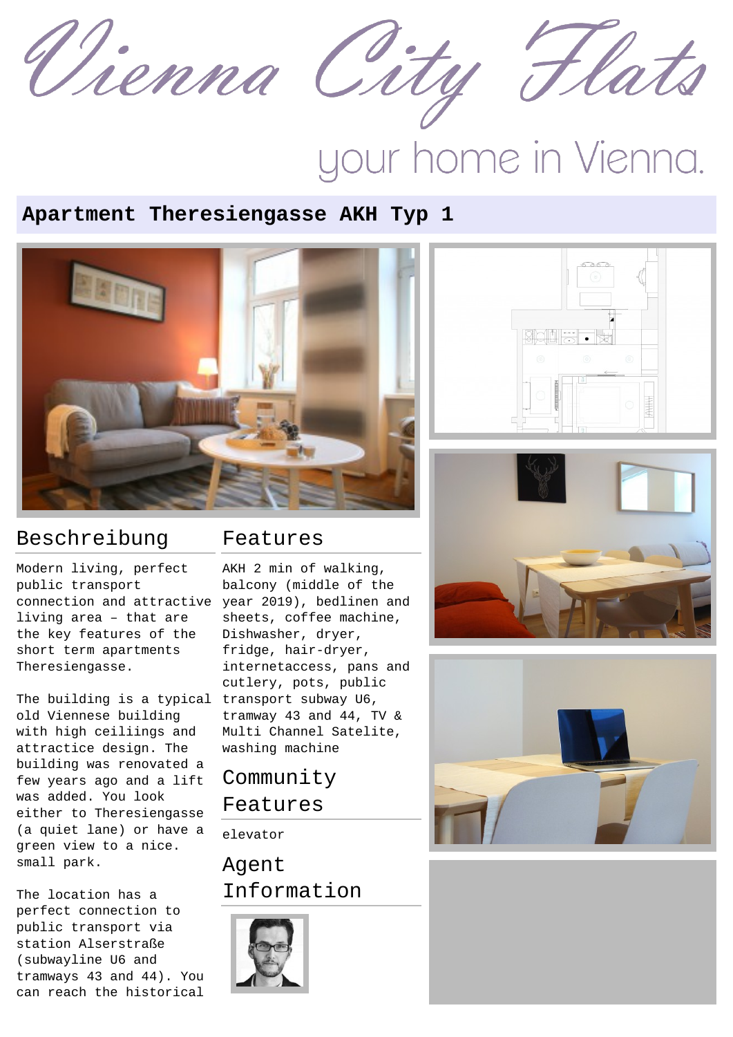# Vienna City Flats

your home in Vienna.

## Apartment Theresiengasse AKH Typ 1

### Beschreibung

Modern living, perfect public transport connection and attractive living area – that are the key features of the short term apartments Theresiengasse.

The building is a typical old Viennese building with high ceiliings and attractice design. The building was renovated a few years ago and a lift was added. You look either to Theresiengasse (a quiet lane) or have a green view to a nice. small park.

The location has a perfect connection to public transport via station Alserstraße (subwayline U6 and tramways 43 and 44). You can reach the historical

### Features

AKH 2 min of walking, balcony (middle of the year 2019), bedlinen and sheets, coffee machine, Dishwasher, dryer, fridge, hair-dryer, internetaccess, pans and cutlery, pots, public transport subway U6, tramway 43 and 44, TV & Multi Channel Satelite, washing machine

### Community Features

elevator

### Agent Information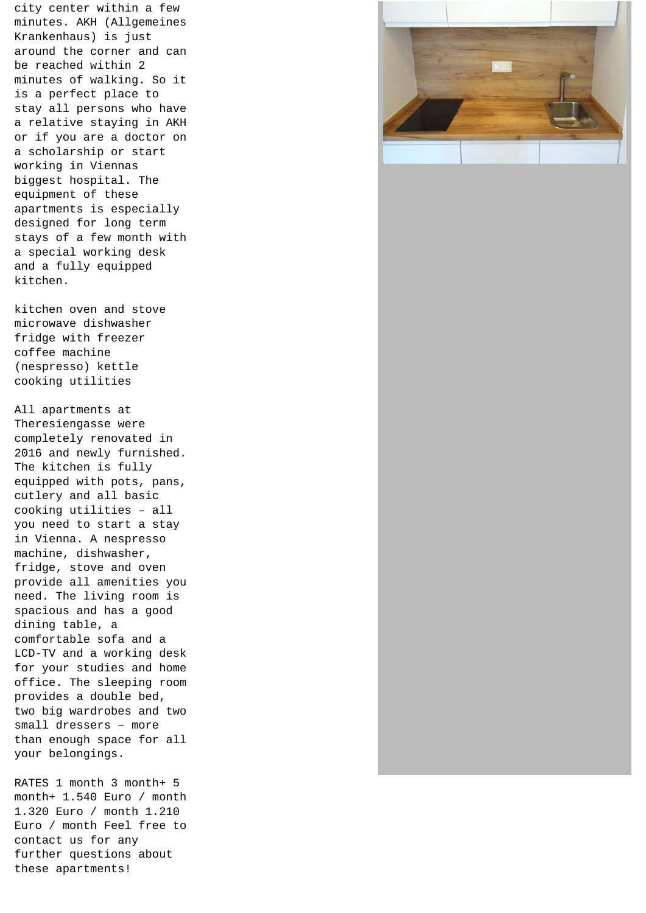city center within a few minutes. AKH (Allgemeines Krankenhaus) is just around the corner and can be reached within 2 minutes of walking. So it is a perfect place to stay all persons who have a relative staying in AKH or if you are a doctor on a scholarship or start working in Viennas biggest hospital. The equipment of these apartments is especially designed for long term stays of a few month with a special working desk and a fully equipped kitchen.

kitchen oven and stove microwave dishwasher fridge with freezer coffee machine (nespresso) kettle cooking utilities

All apartments at Theresiengasse were completely renovated in 2016 and newly furnished. The kitchen is fully equipped with pots, pans, cutlery and all basic cooking utilities – all you need to start a stay in Vienna. A nespresso machine, dishwasher, fridge, stove and oven provide all amenities you need. The living room is spacious and has a good dining table, a comfortable sofa and a LCD-TV and a working desk for your studies and home office. The sleeping room provides a double bed, two big wardrobes and two small dressers – more than enough space for all your belongings.

RATES 1 month 3 month+ 5 month+ 1.540 Euro / month 1.320 Euro / month 1.210 Euro / month Feel free to contact us for any further questions about these apartments!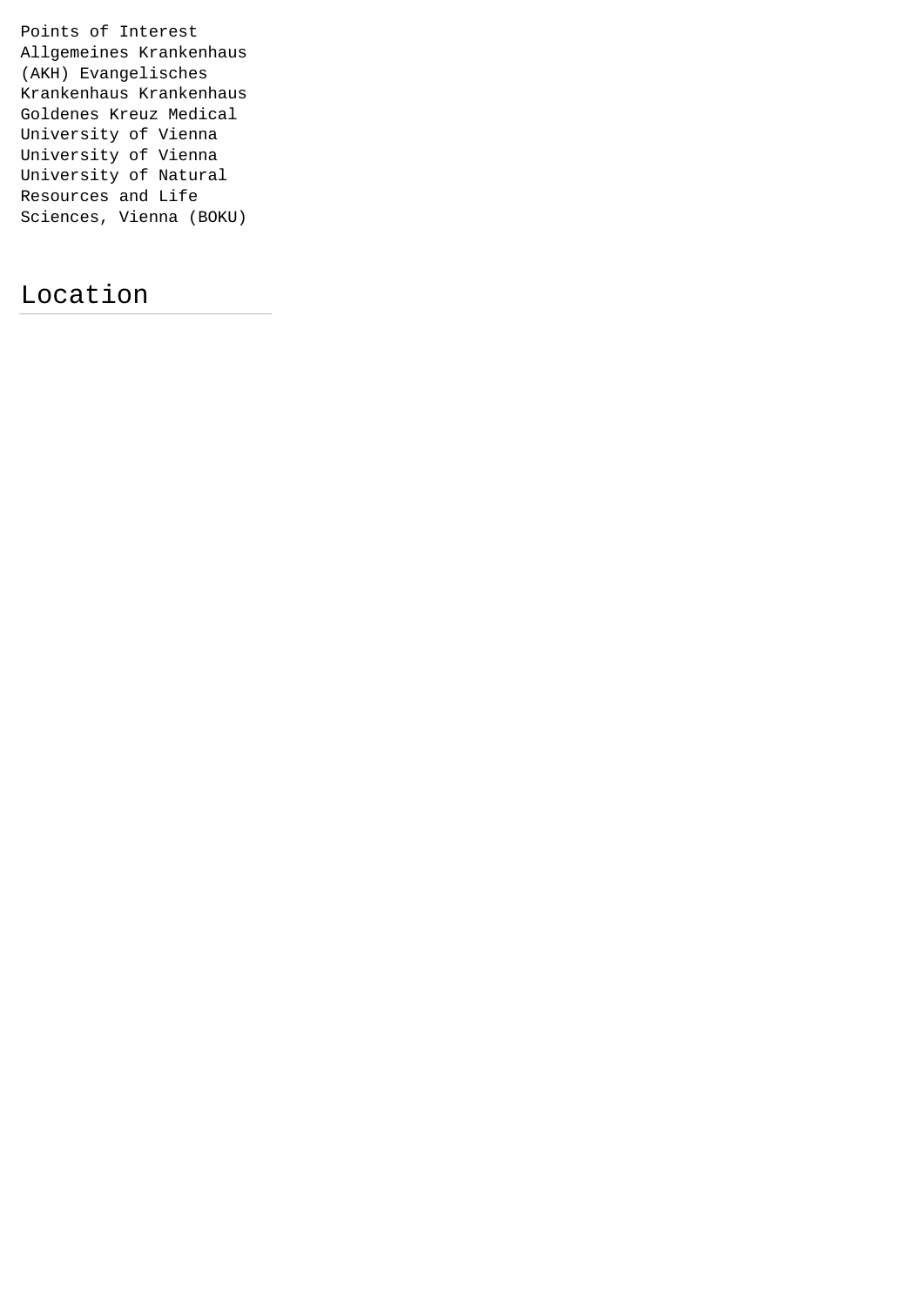Points of Interest
Allgemeines Krankenhaus (AKH) Evangelisches Krankenhaus Krankenhaus Goldenes Kreuz Medical University of Vienna University of Vienna University of Natural Resources and Life Sciences, Vienna (BOKU)

## Location